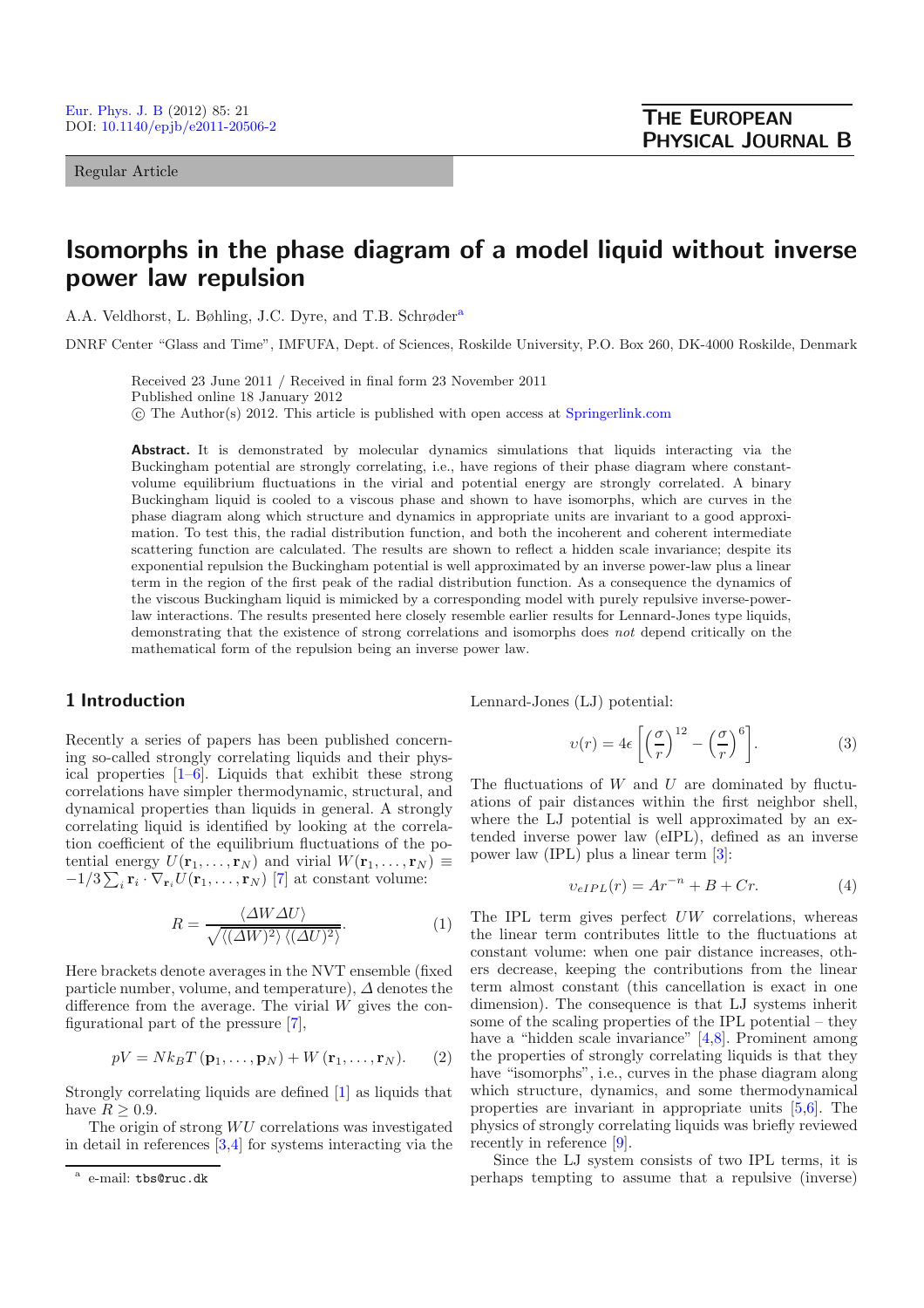Regular Article

# Isomorphs in the phase diagram of a model liquid without inverse power law repulsion

A.A. Veldhorst, L. Bøhling, J.C. Dyre, and T.B. Schrøder[a]

DNRF Center "Glass and Time", IMFUFA, Dept. of Sciences, Roskilde University, P.O. Box 260, DK-4000 Roskilde, Denmark

Received 23 June 2011 / Received in final form 23 November 2011
Published online 18 January 2012
© The Author(s) 2012. This article is published with open access at Springerlink.com

**Abstract.** It is demonstrated by molecular dynamics simulations that liquids interacting via the Buckingham potential are strongly correlating, i.e., have regions of their phase diagram where constant-volume equilibrium fluctuations in the virial and potential energy are strongly correlated. A binary Buckingham liquid is cooled to a viscous phase and shown to have isomorphs, which are curves in the phase diagram along which structure and dynamics in appropriate units are invariant to a good approximation. To test this, the radial distribution function, and both the incoherent and coherent intermediate scattering function are calculated. The results are shown to reflect a hidden scale invariance; despite its exponential repulsion the Buckingham potential is well approximated by an inverse power-law plus a linear term in the region of the first peak of the radial distribution function. As a consequence the dynamics of the viscous Buckingham liquid is mimicked by a corresponding model with purely repulsive inverse-power-law interactions. The results presented here closely resemble earlier results for Lennard-Jones type liquids, demonstrating that the existence of strong correlations and isomorphs does *not* depend critically on the mathematical form of the repulsion being an inverse power law.

## 1 Introduction

Recently a series of papers has been published concerning so-called strongly correlating liquids and their physical properties [1–6]. Liquids that exhibit these strong correlations have simpler thermodynamic, structural, and dynamical properties than liquids in general. A strongly correlating liquid is identified by looking at the correlation coefficient of the equilibrium fluctuations of the potential energy $U(\mathbf{r}_1, \ldots, \mathbf{r}_N)$ and virial $W(\mathbf{r}_1, \ldots, \mathbf{r}_N) \equiv -1/3 \sum_i \mathbf{r}_i \cdot \nabla_{\mathbf{r}_i} U(\mathbf{r}_1, \ldots, \mathbf{r}_N)$ [7] at constant volume:

$$R = \frac{\langle \Delta W \Delta U \rangle}{\sqrt{\langle (\Delta W)^2 \rangle \langle (\Delta U)^2 \rangle}}. \tag{1}$$

Here brackets denote averages in the NVT ensemble (fixed particle number, volume, and temperature), $\Delta$ denotes the difference from the average. The virial $W$ gives the configurational part of the pressure [7],

$$pV = Nk_BT\left(\mathbf{p}_1, \ldots, \mathbf{p}_N\right) + W\left(\mathbf{r}_1, \ldots, \mathbf{r}_N\right). \tag{2}$$

Strongly correlating liquids are defined [1] as liquids that have $R \geq 0.9$.

The origin of strong $WU$ correlations was investigated in detail in references [3,4] for systems interacting via the Lennard-Jones (LJ) potential:

$$\upsilon(r) = 4\epsilon\left[\left(\frac{\sigma}{r}\right)^{12} - \left(\frac{\sigma}{r}\right)^{6}\right]. \tag{3}$$

The fluctuations of $W$ and $U$ are dominated by fluctuations of pair distances within the first neighbor shell, where the LJ potential is well approximated by an extended inverse power law (eIPL), defined as an inverse power law (IPL) plus a linear term [3]:

$$\upsilon_{eIPL}(r) = Ar^{-n} + B + Cr. \tag{4}$$

The IPL term gives perfect $UW$ correlations, whereas the linear term contributes little to the fluctuations at constant volume: when one pair distance increases, others decrease, keeping the contributions from the linear term almost constant (this cancellation is exact in one dimension). The consequence is that LJ systems inherit some of the scaling properties of the IPL potential – they have a "hidden scale invariance" [4,8]. Prominent among the properties of strongly correlating liquids is that they have "isomorphs", i.e., curves in the phase diagram along which structure, dynamics, and some thermodynamical properties are invariant in appropriate units [5,6]. The physics of strongly correlating liquids was briefly reviewed recently in reference [9].

Since the LJ system consists of two IPL terms, it is perhaps tempting to assume that a repulsive (inverse)

[a] e-mail: tbs@ruc.dk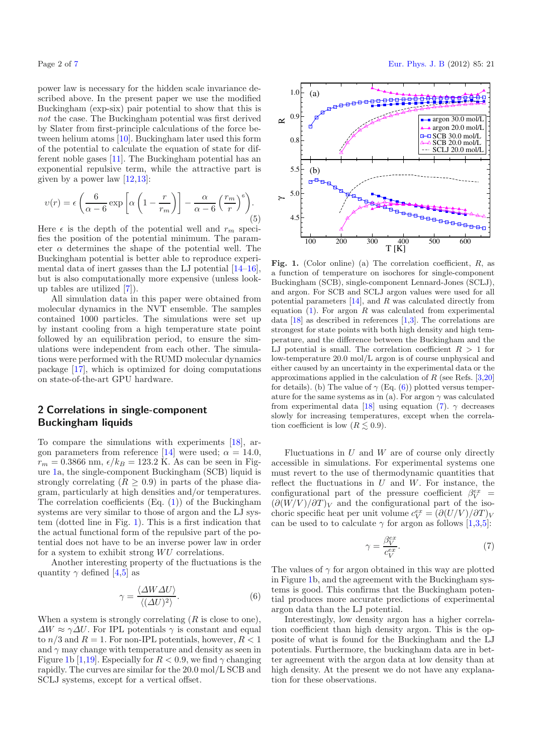power law is necessary for the hidden scale invariance described above. In the present paper we use the modified Buckingham (exp-six) pair potential to show that this is *not* the case. The Buckingham potential was first derived by Slater from first-principle calculations of the force between helium atoms [10]. Buckingham later used this form of the potential to calculate the equation of state for different noble gases [11]. The Buckingham potential has an exponential repulsive term, while the attractive part is given by a power law [12,13]:

$$v(r) = \epsilon\left(\frac{6}{\alpha-6}\exp\left[\alpha\left(1-\frac{r}{r_m}\right)\right] - \frac{\alpha}{\alpha-6}\left(\frac{r_m}{r}\right)^6\right). \quad (5)$$

Here $\epsilon$ is the depth of the potential well and $r_m$ specifies the position of the potential minimum. The parameter $\alpha$ determines the shape of the potential well. The Buckingham potential is better able to reproduce experimental data of inert gasses than the LJ potential [14–16], but is also computationally more expensive (unless look-up tables are utilized [7]).

All simulation data in this paper were obtained from molecular dynamics in the NVT ensemble. The samples contained 1000 particles. The simulations were set up by instant cooling from a high temperature state point followed by an equilibration period, to ensure the simulations were independent from each other. The simulations were performed with the RUMD molecular dynamics package [17], which is optimized for doing computations on state-of-the-art GPU hardware.

## 2 Correlations in single-component Buckingham liquids

To compare the simulations with experiments [18], argon parameters from reference [14] were used; $\alpha = 14.0$, $r_m = 0.3866$ nm, $\epsilon/k_B = 123.2$ K. As can be seen in Figure 1a, the single-component Buckingham (SCB) liquid is strongly correlating ($R \geq 0.9$) in parts of the phase diagram, particularly at high densities and/or temperatures. The correlation coefficients (Eq. (1)) of the Buckingham systems are very similar to those of argon and the LJ system (dotted line in Fig. 1). This is a first indication that the actual functional form of the repulsive part of the potential does not have to be an inverse power law in order for a system to exhibit strong $WU$ correlations.

Another interesting property of the fluctuations is the quantity $\gamma$ defined [4,5] as

$$\gamma = \frac{\langle \Delta W \Delta U\rangle}{\langle(\Delta U)^2\rangle}. \quad (6)$$

When a system is strongly correlating ($R$ is close to one), $\Delta W \approx \gamma \Delta U$. For IPL potentials $\gamma$ is constant and equal to $n/3$ and $R = 1$. For non-IPL potentials, however, $R < 1$ and $\gamma$ may change with temperature and density as seen in Figure 1b [1,19]. Especially for $R < 0.9$, we find $\gamma$ changing rapidly. The curves are similar for the 20.0 mol/L SCB and SCLJ systems, except for a vertical offset.

**Fig. 1.** (Color online) (a) The correlation coefficient, $R$, as a function of temperature on isochores for single-component Buckingham (SCB), single-component Lennard-Jones (SCLJ), and argon. For SCB and SCLJ argon values were used for all potential parameters [14], and $R$ was calculated directly from equation (1). For argon $R$ was calculated from experimental data [18] as described in references [1,3]. The correlations are strongest for state points with both high density and high temperature, and the difference between the Buckingham and the LJ potential is small. The correlation coefficient $R > 1$ for low-temperature 20.0 mol/L argon is of course unphysical and either caused by an uncertainty in the experimental data or the approximations applied in the calculation of $R$ (see Refs. [3,20] for details). (b) The value of $\gamma$ (Eq. (6)) plotted versus temperature for the same systems as in (a). For argon $\gamma$ was calculated from experimental data [18] using equation (7). $\gamma$ decreases slowly for increasing temperatures, except when the correlation coefficient is low ($R \lesssim 0.9$).

Fluctuations in $U$ and $W$ are of course only directly accessible in simulations. For experimental systems one must revert to the use of thermodynamic quantities that reflect the fluctuations in $U$ and $W$. For instance, the configurational part of the pressure coefficient $\beta_V^{ex} = (\partial(W/V)/\partial T)_V$ and the configurational part of the isochoric specific heat per unit volume $c_V^{ex} = (\partial(U/V)/\partial T)_V$ can be used to to calculate $\gamma$ for argon as follows [1,3,5]:

$$\gamma = \frac{\beta_V^{ex}}{c_V^{ex}}. \quad (7)$$

The values of $\gamma$ for argon obtained in this way are plotted in Figure 1b, and the agreement with the Buckingham systems is good. This confirms that the Buckingham potential produces more accurate predictions of experimental argon data than the LJ potential.

Interestingly, low density argon has a higher correlation coefficient than high density argon. This is the opposite of what is found for the Buckingham and the LJ potentials. Furthermore, the buckingham data are in better agreement with the argon data at low density than at high density. At the present we do not have any explanation for these observations.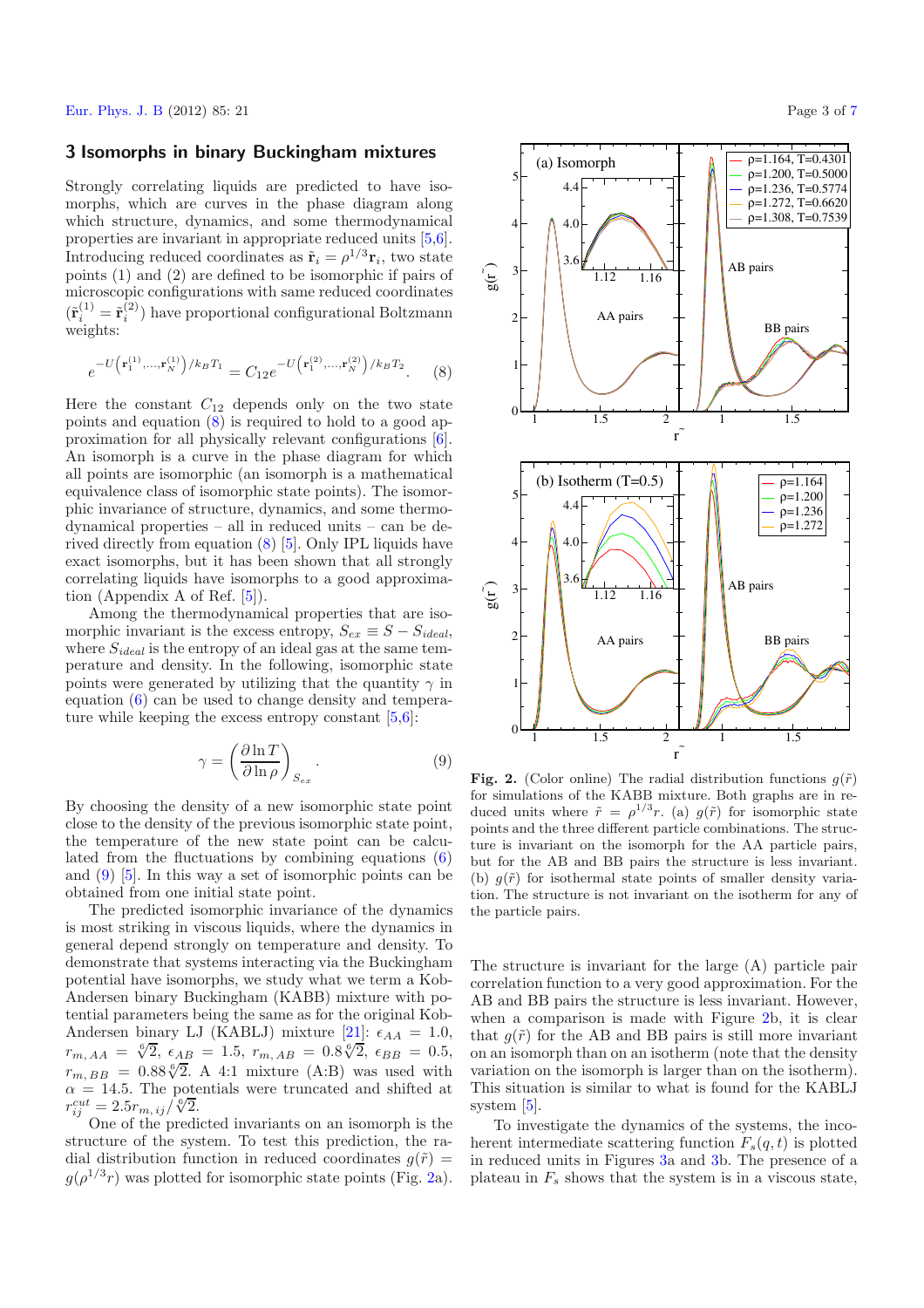## 3 Isomorphs in binary Buckingham mixtures

Strongly correlating liquids are predicted to have isomorphs, which are curves in the phase diagram along which structure, dynamics, and some thermodynamical properties are invariant in appropriate reduced units [5,6]. Introducing reduced coordinates as $\tilde{\mathbf{r}}_i = \rho^{1/3}\mathbf{r}_i$, two state points (1) and (2) are defined to be isomorphic if pairs of microscopic configurations with same reduced coordinates $(\tilde{\mathbf{r}}_i^{(1)} = \tilde{\mathbf{r}}_i^{(2)})$ have proportional configurational Boltzmann weights:

$$e^{-U\left(\mathbf{r}_1^{(1)},\ldots,\mathbf{r}_N^{(1)}\right)/k_BT_1} = C_{12}e^{-U\left(\mathbf{r}_1^{(2)},\ldots,\mathbf{r}_N^{(2)}\right)/k_BT_2}. \quad (8)$$

Here the constant $C_{12}$ depends only on the two state points and equation (8) is required to hold to a good approximation for all physically relevant configurations [6]. An isomorph is a curve in the phase diagram for which all points are isomorphic (an isomorph is a mathematical equivalence class of isomorphic state points). The isomorphic invariance of structure, dynamics, and some thermodynamical properties – all in reduced units – can be derived directly from equation (8) [5]. Only IPL liquids have exact isomorphs, but it has been shown that all strongly correlating liquids have isomorphs to a good approximation (Appendix A of Ref. [5]).

Among the thermodynamical properties that are isomorphic invariant is the excess entropy, $S_{ex} \equiv S - S_{ideal}$, where $S_{ideal}$ is the entropy of an ideal gas at the same temperature and density. In the following, isomorphic state points were generated by utilizing that the quantity $\gamma$ in equation (6) can be used to change density and temperature while keeping the excess entropy constant [5,6]:

$$\gamma = \left(\frac{\partial \ln T}{\partial \ln \rho}\right)_{S_{ex}}. \quad (9)$$

By choosing the density of a new isomorphic state point close to the density of the previous isomorphic state point, the temperature of the new state point can be calculated from the fluctuations by combining equations (6) and (9) [5]. In this way a set of isomorphic points can be obtained from one initial state point.

The predicted isomorphic invariance of the dynamics is most striking in viscous liquids, where the dynamics in general depend strongly on temperature and density. To demonstrate that systems interacting via the Buckingham potential have isomorphs, we study what we term a Kob-Andersen binary Buckingham (KABB) mixture with potential parameters being the same as for the original Kob-Andersen binary LJ (KABLJ) mixture [21]: $\epsilon_{AA} = 1.0$, $r_{m,AA} = \sqrt[6]{2}$, $\epsilon_{AB} = 1.5$, $r_{m,AB} = 0.8\sqrt[6]{2}$, $\epsilon_{BB} = 0.5$, $r_{m,BB} = 0.88\sqrt[6]{2}$. A 4:1 mixture (A:B) was used with $\alpha = 14.5$. The potentials were truncated and shifted at $r_{ij}^{cut} = 2.5r_{m,ij}/\sqrt[6]{2}$.

One of the predicted invariants on an isomorph is the structure of the system. To test this prediction, the radial distribution function in reduced coordinates $g(\tilde{r}) = g(\rho^{1/3}r)$ was plotted for isomorphic state points (Fig. 2a).

**Fig. 2.** (Color online) The radial distribution functions $g(\tilde{r})$ for simulations of the KABB mixture. Both graphs are in reduced units where $\tilde{r} = \rho^{1/3}r$. (a) $g(\tilde{r})$ for isomorphic state points and the three different particle combinations. The structure is invariant on the isomorph for the AA particle pairs, but for the AB and BB pairs the structure is less invariant. (b) $g(\tilde{r})$ for isothermal state points of smaller density variation. The structure is not invariant on the isotherm for any of the particle pairs.

The structure is invariant for the large (A) particle pair correlation function to a very good approximation. For the AB and BB pairs the structure is less invariant. However, when a comparison is made with Figure 2b, it is clear that $g(\tilde{r})$ for the AB and BB pairs is still more invariant on an isomorph than on an isotherm (note that the density variation on the isomorph is larger than on the isotherm). This situation is similar to what is found for the KABLJ system [5].

To investigate the dynamics of the systems, the incoherent intermediate scattering function $F_s(q,t)$ is plotted in reduced units in Figures 3a and 3b. The presence of a plateau in $F_s$ shows that the system is in a viscous state,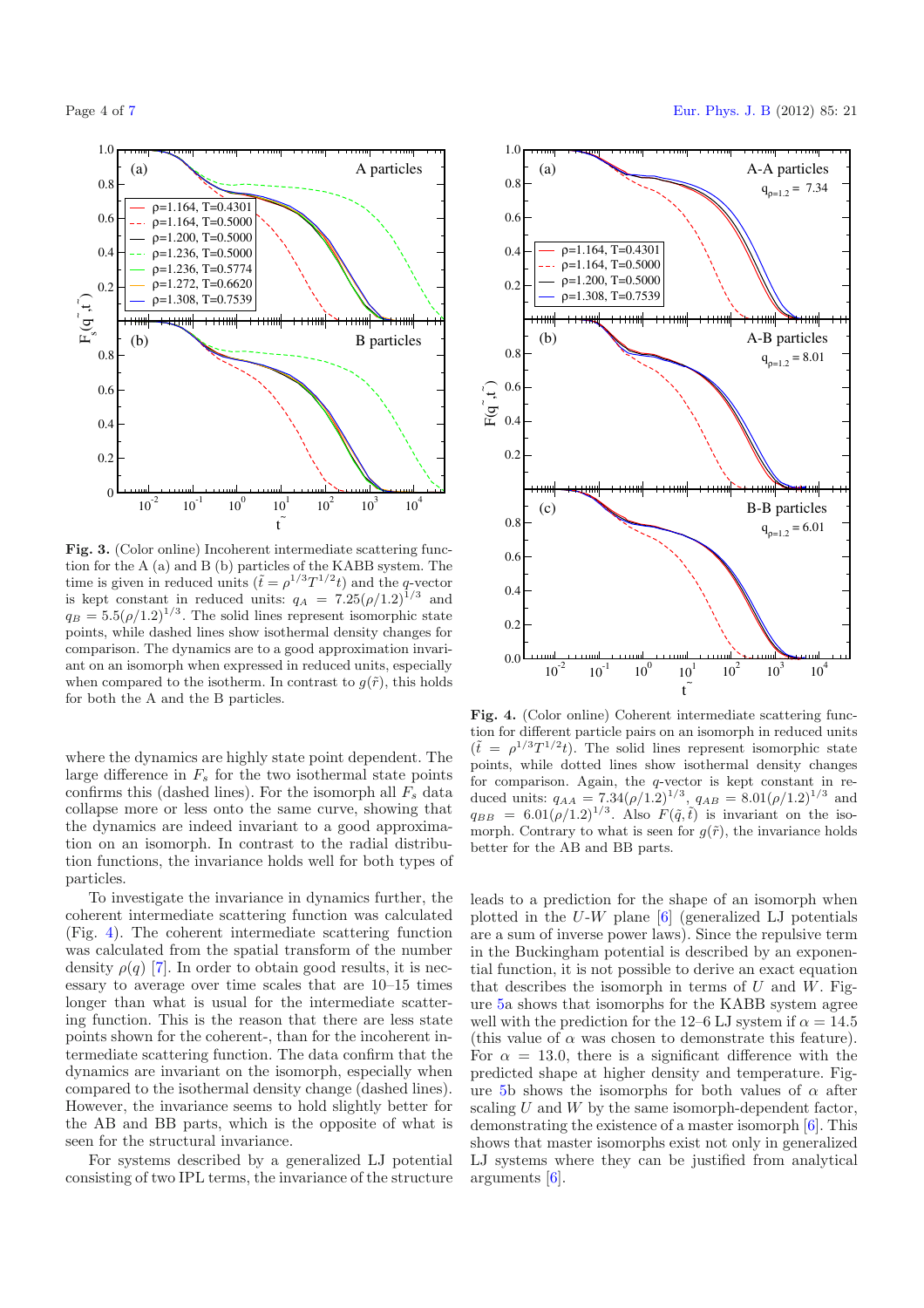**Fig. 3.** (Color online) Incoherent intermediate scattering function for the A (a) and B (b) particles of the KABB system. The time is given in reduced units ($\tilde{t} = \rho^{1/3}T^{1/2}t$) and the $q$-vector is kept constant in reduced units: $q_A = 7.25(\rho/1.2)^{1/3}$ and $q_B = 5.5(\rho/1.2)^{1/3}$. The solid lines represent isomorphic state points, while dashed lines show isothermal density changes for comparison. The dynamics are to a good approximation invariant on an isomorph when expressed in reduced units, especially when compared to the isotherm. In contrast to $g(\tilde{r})$, this holds for both the A and the B particles.

where the dynamics are highly state point dependent. The large difference in $F_s$ for the two isothermal state points confirms this (dashed lines). For the isomorph all $F_s$ data collapse more or less onto the same curve, showing that the dynamics are indeed invariant to a good approximation on an isomorph. In contrast to the radial distribution functions, the invariance holds well for both types of particles.

To investigate the invariance in dynamics further, the coherent intermediate scattering function was calculated (Fig. 4). The coherent intermediate scattering function was calculated from the spatial transform of the number density $\rho(q)$ [7]. In order to obtain good results, it is necessary to average over time scales that are 10–15 times longer than what is usual for the intermediate scattering function. This is the reason that there are less state points shown for the coherent-, than for the incoherent intermediate scattering function. The data confirm that the dynamics are invariant on the isomorph, especially when compared to the isothermal density change (dashed lines). However, the invariance seems to hold slightly better for the AB and BB parts, which is the opposite of what is seen for the structural invariance.

For systems described by a generalized LJ potential consisting of two IPL terms, the invariance of the structure

**Fig. 4.** (Color online) Coherent intermediate scattering function for different particle pairs on an isomorph in reduced units ($\tilde{t} = \rho^{1/3}T^{1/2}t$). The solid lines represent isomorphic state points, while dotted lines show isothermal density changes for comparison. Again, the $q$-vector is kept constant in reduced units: $q_{AA} = 7.34(\rho/1.2)^{1/3}$, $q_{AB} = 8.01(\rho/1.2)^{1/3}$ and $q_{BB} = 6.01(\rho/1.2)^{1/3}$. Also $F(\tilde{q}, \tilde{t})$ is invariant on the isomorph. Contrary to what is seen for $g(\tilde{r})$, the invariance holds better for the AB and BB parts.

leads to a prediction for the shape of an isomorph when plotted in the $U$-$W$ plane [6] (generalized LJ potentials are a sum of inverse power laws). Since the repulsive term in the Buckingham potential is described by an exponential function, it is not possible to derive an exact equation that describes the isomorph in terms of $U$ and $W$. Figure 5a shows that isomorphs for the KABB system agree well with the prediction for the 12–6 LJ system if $\alpha = 14.5$ (this value of $\alpha$ was chosen to demonstrate this feature). For $\alpha = 13.0$, there is a significant difference with the predicted shape at higher density and temperature. Figure 5b shows the isomorphs for both values of $\alpha$ after scaling $U$ and $W$ by the same isomorph-dependent factor, demonstrating the existence of a master isomorph [6]. This shows that master isomorphs exist not only in generalized LJ systems where they can be justified from analytical arguments [6].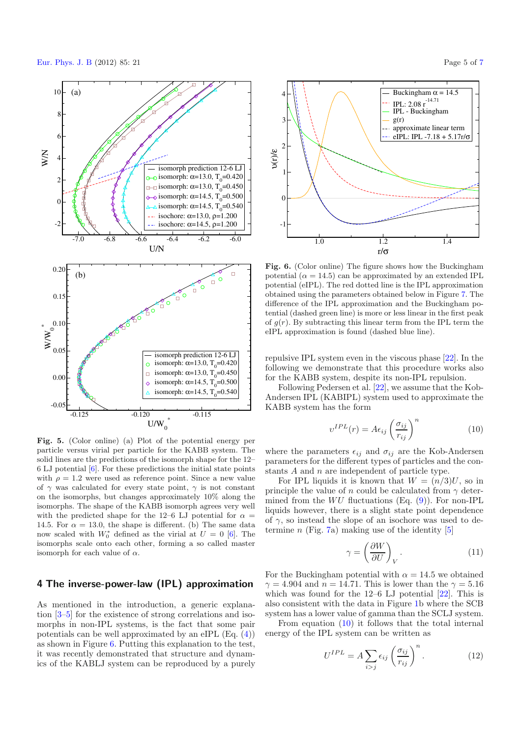**Fig. 5.** (Color online) (a) Plot of the potential energy per particle versus virial per particle for the KABB system. The solid lines are the predictions of the isomorph shape for the 12–6 LJ potential [6]. For these predictions the initial state points with $\rho = 1.2$ were used as reference point. Since a new value of $\gamma$ was calculated for every state point, $\gamma$ is not constant on the isomorphs, but changes approximately 10% along the isomorphs. The shape of the KABB isomorph agrees very well with the predicted shape for the 12–6 LJ potential for $\alpha = 14.5$. For $\alpha = 13.0$, the shape is different. (b) The same data now scaled with $W_0^*$ defined as the virial at $U = 0$ [6]. The isomorphs scale onto each other, forming a so called master isomorph for each value of $\alpha$.

**Fig. 6.** (Color online) The figure shows how the Buckingham potential ($\alpha = 14.5$) can be approximated by an extended IPL potential (eIPL). The red dotted line is the IPL approximation obtained using the parameters obtained below in Figure 7. The difference of the IPL approximation and the Buckingham potential (dashed green line) is more or less linear in the first peak of $g(r)$. By subtracting this linear term from the IPL term the eIPL approximation is found (dashed blue line).

## 4 The inverse-power-law (IPL) approximation

As mentioned in the introduction, a generic explanation [3–5] for the existence of strong correlations and isomorphs in non-IPL systems, is the fact that some pair potentials can be well approximated by an eIPL (Eq. (4)) as shown in Figure 6. Putting this explanation to the test, it was recently demonstrated that structure and dynamics of the KABLJ system can be reproduced by a purely repulsive IPL system even in the viscous phase [22]. In the following we demonstrate that this procedure works also for the KABB system, despite its non-IPL repulsion.

Following Pedersen et al. [22], we assume that the Kob-Andersen IPL (KABIPL) system used to approximate the KABB system has the form

$$v^{IPL}(r) = A\epsilon_{ij}\left(\frac{\sigma_{ij}}{r_{ij}}\right)^n \tag{10}$$

where the parameters $\epsilon_{ij}$ and $\sigma_{ij}$ are the Kob-Andersen parameters for the different types of particles and the constants $A$ and $n$ are independent of particle type.

For IPL liquids it is known that $W = (n/3)U$, so in principle the value of $n$ could be calculated from $\gamma$ determined from the $WU$ fluctuations (Eq. (9)). For non-IPL liquids however, there is a slight state point dependence of $\gamma$, so instead the slope of an isochore was used to determine $n$ (Fig. 7a) making use of the identity [5]

$$\gamma = \left(\frac{\partial W}{\partial U}\right)_V. \tag{11}$$

For the Buckingham potential with $\alpha = 14.5$ we obtained $\gamma = 4.904$ and $n = 14.71$. This is lower than the $\gamma = 5.16$ which was found for the 12–6 LJ potential [22]. This is also consistent with the data in Figure 1b where the SCB system has a lower value of gamma than the SCLJ system.

From equation (10) it follows that the total internal energy of the IPL system can be written as

$$U^{IPL} = A\sum_{i>j}\epsilon_{ij}\left(\frac{\sigma_{ij}}{r_{ij}}\right)^n. \tag{12}$$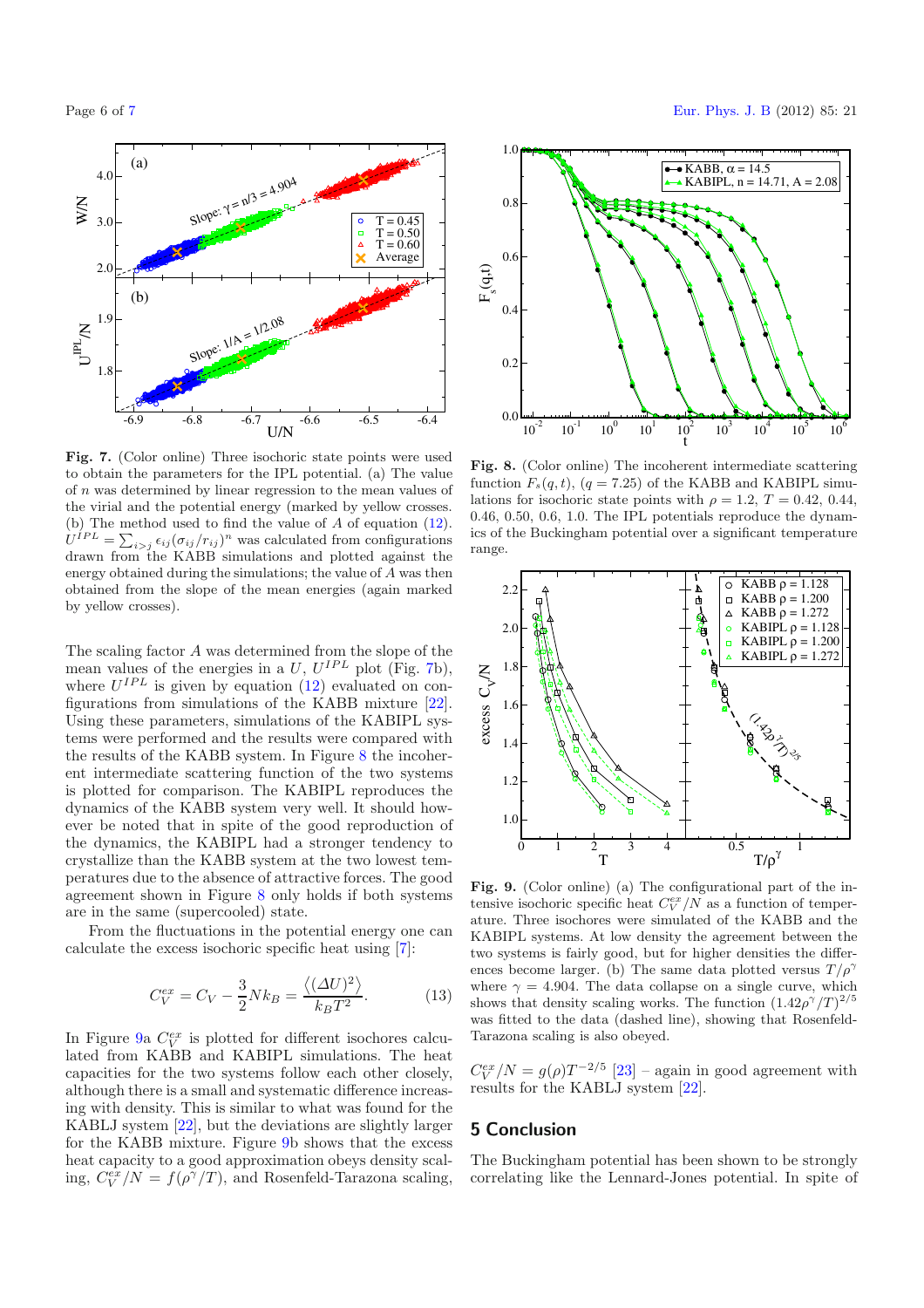**Fig. 7.** (Color online) Three isochoric state points were used to obtain the parameters for the IPL potential. (a) The value of $n$ was determined by linear regression to the mean values of the virial and the potential energy (marked by yellow crosses. (b) The method used to find the value of $A$ of equation (12). $U^{IPL} = \sum_{i>j} \epsilon_{ij}(\sigma_{ij}/r_{ij})^n$ was calculated from configurations drawn from the KABB simulations and plotted against the energy obtained during the simulations; the value of $A$ was then obtained from the slope of the mean energies (again marked by yellow crosses).

The scaling factor $A$ was determined from the slope of the mean values of the energies in a $U$, $U^{IPL}$ plot (Fig. 7b), where $U^{IPL}$ is given by equation (12) evaluated on configurations from simulations of the KABB mixture [22]. Using these parameters, simulations of the KABIPL systems were performed and the results were compared with the results of the KABB system. In Figure 8 the incoherent intermediate scattering function of the two systems is plotted for comparison. The KABIPL reproduces the dynamics of the KABB system very well. It should however be noted that in spite of the good reproduction of the dynamics, the KABIPL had a stronger tendency to crystallize than the KABB system at the two lowest temperatures due to the absence of attractive forces. The good agreement shown in Figure 8 only holds if both systems are in the same (supercooled) state.

From the fluctuations in the potential energy one can calculate the excess isochoric specific heat using [7]:

$$C_V^{ex} = C_V - \frac{3}{2}Nk_B = \frac{\langle(\Delta U)^2\rangle}{k_B T^2}. \tag{13}$$

In Figure 9a $C_V^{ex}$ is plotted for different isochores calculated from KABB and KABIPL simulations. The heat capacities for the two systems follow each other closely, although there is a small and systematic difference increasing with density. This is similar to what was found for the KABLJ system [22], but the deviations are slightly larger for the KABB mixture. Figure 9b shows that the excess heat capacity to a good approximation obeys density scaling, $C_V^{ex}/N = f(\rho^\gamma/T)$, and Rosenfeld-Tarazona scaling, $C_V^{ex}/N = g(\rho)T^{-2/5}$ [23] – again in good agreement with results for the KABLJ system [22].

**Fig. 8.** (Color online) The incoherent intermediate scattering function $F_s(q,t)$, $(q = 7.25)$ of the KABB and KABIPL simulations for isochoric state points with $\rho = 1.2$, $T = 0.42$, 0.44, 0.46, 0.50, 0.6, 1.0. The IPL potentials reproduce the dynamics of the Buckingham potential over a significant temperature range.

**Fig. 9.** (Color online) (a) The configurational part of the intensive isochoric specific heat $C_V^{ex}/N$ as a function of temperature. Three isochores were simulated of the KABB and the KABIPL systems. At low density the agreement between the two systems is fairly good, but for higher densities the differences become larger. (b) The same data plotted versus $T/\rho^\gamma$ where $\gamma = 4.904$. The data collapse on a single curve, which shows that density scaling works. The function $(1.42\rho^\gamma/T)^{2/5}$ was fitted to the data (dashed line), showing that Rosenfeld-Tarazona scaling is also obeyed.

## 5 Conclusion

The Buckingham potential has been shown to be strongly correlating like the Lennard-Jones potential. In spite of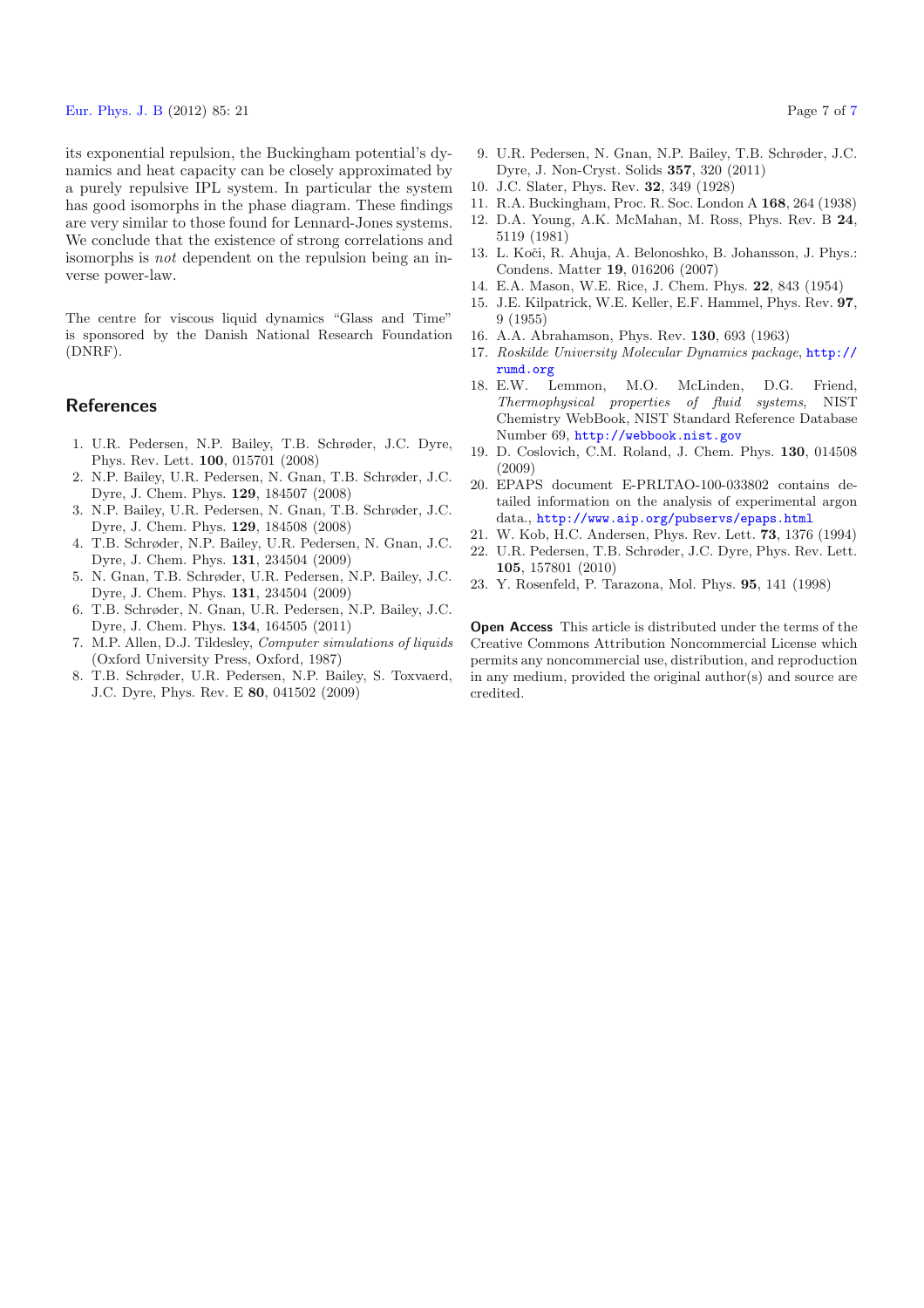its exponential repulsion, the Buckingham potential's dynamics and heat capacity can be closely approximated by a purely repulsive IPL system. In particular the system has good isomorphs in the phase diagram. These findings are very similar to those found for Lennard-Jones systems. We conclude that the existence of strong correlations and isomorphs is *not* dependent on the repulsion being an inverse power-law.

The centre for viscous liquid dynamics "Glass and Time" is sponsored by the Danish National Research Foundation (DNRF).

## References

1. U.R. Pedersen, N.P. Bailey, T.B. Schrøder, J.C. Dyre, Phys. Rev. Lett. **100**, 015701 (2008)
2. N.P. Bailey, U.R. Pedersen, N. Gnan, T.B. Schrøder, J.C. Dyre, J. Chem. Phys. **129**, 184507 (2008)
3. N.P. Bailey, U.R. Pedersen, N. Gnan, T.B. Schrøder, J.C. Dyre, J. Chem. Phys. **129**, 184508 (2008)
4. T.B. Schrøder, N.P. Bailey, U.R. Pedersen, N. Gnan, J.C. Dyre, J. Chem. Phys. **131**, 234504 (2009)
5. N. Gnan, T.B. Schrøder, U.R. Pedersen, N.P. Bailey, J.C. Dyre, J. Chem. Phys. **131**, 234504 (2009)
6. T.B. Schrøder, N. Gnan, U.R. Pedersen, N.P. Bailey, J.C. Dyre, J. Chem. Phys. **134**, 164505 (2011)
7. M.P. Allen, D.J. Tildesley, *Computer simulations of liquids* (Oxford University Press, Oxford, 1987)
8. T.B. Schrøder, U.R. Pedersen, N.P. Bailey, S. Toxvaerd, J.C. Dyre, Phys. Rev. E **80**, 041502 (2009)
9. U.R. Pedersen, N. Gnan, N.P. Bailey, T.B. Schrøder, J.C. Dyre, J. Non-Cryst. Solids **357**, 320 (2011)
10. J.C. Slater, Phys. Rev. **32**, 349 (1928)
11. R.A. Buckingham, Proc. R. Soc. London A **168**, 264 (1938)
12. D.A. Young, A.K. McMahan, M. Ross, Phys. Rev. B **24**, 5119 (1981)
13. L. Koči, R. Ahuja, A. Belonoshko, B. Johansson, J. Phys.: Condens. Matter **19**, 016206 (2007)
14. E.A. Mason, W.E. Rice, J. Chem. Phys. **22**, 843 (1954)
15. J.E. Kilpatrick, W.E. Keller, E.F. Hammel, Phys. Rev. **97**, 9 (1955)
16. A.A. Abrahamson, Phys. Rev. **130**, 693 (1963)
17. *Roskilde University Molecular Dynamics package*, http://rumd.org
18. E.W. Lemmon, M.O. McLinden, D.G. Friend, *Thermophysical properties of fluid systems*, NIST Chemistry WebBook, NIST Standard Reference Database Number 69, http://webbook.nist.gov
19. D. Coslovich, C.M. Roland, J. Chem. Phys. **130**, 014508 (2009)
20. EPAPS document E-PRLTAO-100-033802 contains detailed information on the analysis of experimental argon data., http://www.aip.org/pubservs/epaps.html
21. W. Kob, H.C. Andersen, Phys. Rev. Lett. **73**, 1376 (1994)
22. U.R. Pedersen, T.B. Schrøder, J.C. Dyre, Phys. Rev. Lett. **105**, 157801 (2010)
23. Y. Rosenfeld, P. Tarazona, Mol. Phys. **95**, 141 (1998)

**Open Access** This article is distributed under the terms of the Creative Commons Attribution Noncommercial License which permits any noncommercial use, distribution, and reproduction in any medium, provided the original author(s) and source are credited.